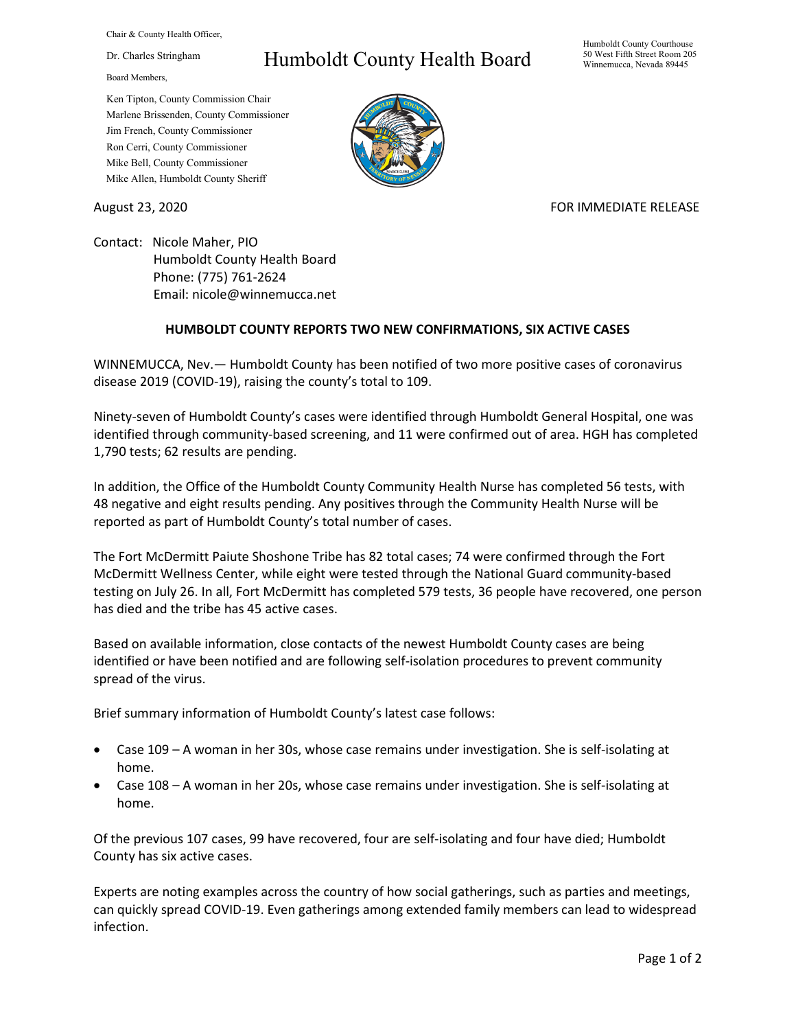Chair & County Health Officer,

Dr. Charles Stringham

Board Members,

Ken Tipton, County Commission Chair
Marlene Brissenden, County Commissioner
Jim French, County Commissioner
Ron Cerri, County Commissioner
Mike Bell, County Commissioner
Mike Allen, Humboldt County Sheriff

# Humboldt County Health Board

Humboldt County Courthouse
50 West Fifth Street Room 205
Winnemucca, Nevada 89445

August 23, 2020

FOR IMMEDIATE RELEASE

Contact: Nicole Maher, PIO
Humboldt County Health Board
Phone: (775) 761-2624
Email: nicole@winnemucca.net

**HUMBOLDT COUNTY REPORTS TWO NEW CONFIRMATIONS, SIX ACTIVE CASES**

WINNEMUCCA, Nev.— Humboldt County has been notified of two more positive cases of coronavirus disease 2019 (COVID-19), raising the county's total to 109.

Ninety-seven of Humboldt County's cases were identified through Humboldt General Hospital, one was identified through community-based screening, and 11 were confirmed out of area. HGH has completed 1,790 tests; 62 results are pending.

In addition, the Office of the Humboldt County Community Health Nurse has completed 56 tests, with 48 negative and eight results pending. Any positives through the Community Health Nurse will be reported as part of Humboldt County's total number of cases.

The Fort McDermitt Paiute Shoshone Tribe has 82 total cases; 74 were confirmed through the Fort McDermitt Wellness Center, while eight were tested through the National Guard community-based testing on July 26. In all, Fort McDermitt has completed 579 tests, 36 people have recovered, one person has died and the tribe has 45 active cases.

Based on available information, close contacts of the newest Humboldt County cases are being identified or have been notified and are following self-isolation procedures to prevent community spread of the virus.

Brief summary information of Humboldt County's latest case follows:

- Case 109 – A woman in her 30s, whose case remains under investigation. She is self-isolating at home.
- Case 108 – A woman in her 20s, whose case remains under investigation. She is self-isolating at home.

Of the previous 107 cases, 99 have recovered, four are self-isolating and four have died; Humboldt County has six active cases.

Experts are noting examples across the country of how social gatherings, such as parties and meetings, can quickly spread COVID-19. Even gatherings among extended family members can lead to widespread infection.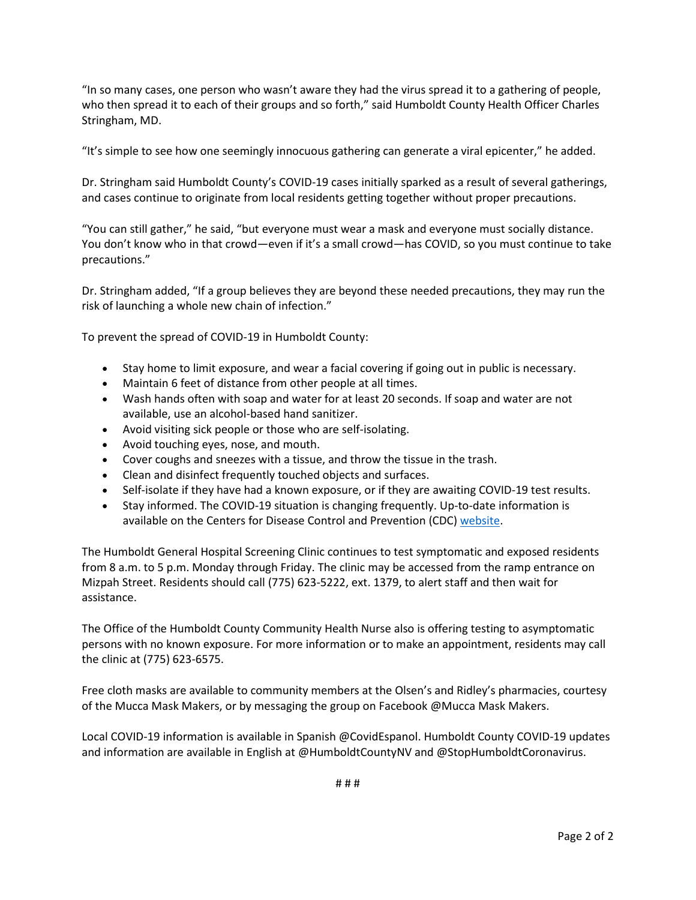"In so many cases, one person who wasn't aware they had the virus spread it to a gathering of people, who then spread it to each of their groups and so forth," said Humboldt County Health Officer Charles Stringham, MD.

"It's simple to see how one seemingly innocuous gathering can generate a viral epicenter," he added.

Dr. Stringham said Humboldt County's COVID-19 cases initially sparked as a result of several gatherings, and cases continue to originate from local residents getting together without proper precautions.

"You can still gather," he said, "but everyone must wear a mask and everyone must socially distance. You don't know who in that crowd—even if it's a small crowd—has COVID, so you must continue to take precautions."

Dr. Stringham added, "If a group believes they are beyond these needed precautions, they may run the risk of launching a whole new chain of infection."

To prevent the spread of COVID-19 in Humboldt County:

- Stay home to limit exposure, and wear a facial covering if going out in public is necessary.
- Maintain 6 feet of distance from other people at all times.
- Wash hands often with soap and water for at least 20 seconds. If soap and water are not available, use an alcohol-based hand sanitizer.
- Avoid visiting sick people or those who are self-isolating.
- Avoid touching eyes, nose, and mouth.
- Cover coughs and sneezes with a tissue, and throw the tissue in the trash.
- Clean and disinfect frequently touched objects and surfaces.
- Self-isolate if they have had a known exposure, or if they are awaiting COVID-19 test results.
- Stay informed. The COVID-19 situation is changing frequently. Up-to-date information is available on the Centers for Disease Control and Prevention (CDC) website.

The Humboldt General Hospital Screening Clinic continues to test symptomatic and exposed residents from 8 a.m. to 5 p.m. Monday through Friday. The clinic may be accessed from the ramp entrance on Mizpah Street. Residents should call (775) 623-5222, ext. 1379, to alert staff and then wait for assistance.

The Office of the Humboldt County Community Health Nurse also is offering testing to asymptomatic persons with no known exposure. For more information or to make an appointment, residents may call the clinic at (775) 623-6575.

Free cloth masks are available to community members at the Olsen's and Ridley's pharmacies, courtesy of the Mucca Mask Makers, or by messaging the group on Facebook @Mucca Mask Makers.

Local COVID-19 information is available in Spanish @CovidEspanol. Humboldt County COVID-19 updates and information are available in English at @HumboldtCountyNV and @StopHumboldtCoronavirus.

# # #